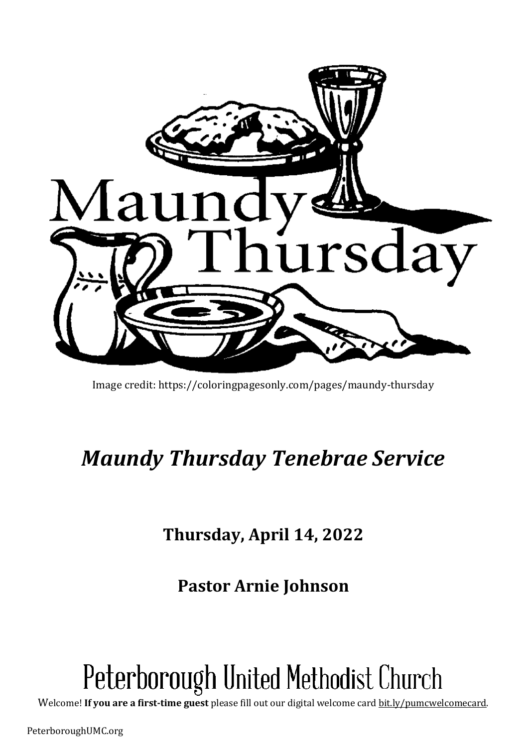Image credit: https://coloringpagesonly.com/pages/maundy-thursday

# *Maundy Thursday Tenebrae Service*

**Thursday, April 14, 2022**

**Pastor Arnie Johnson**

# Peterborough United Methodist Church

Welcome! **If you are a first-time guest** please fill out our digital welcome card bit.ly/pumcwelcomecard.

PeterboroughUMC.org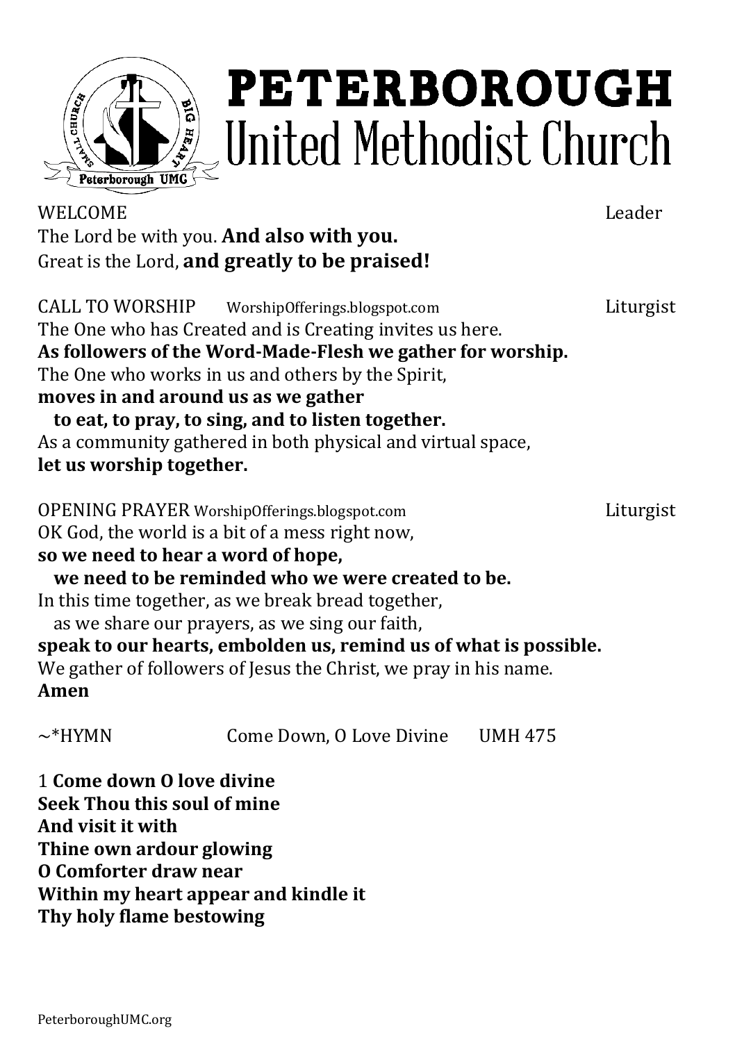# PETERBOROUGH United Methodist Church

WELCOME Leader

The Lord be with you. **And also with you.**
Great is the Lord, **and greatly to be praised!**

CALL TO WORSHIP WorshipOfferings.blogspot.com Liturgist

The One who has Created and is Creating invites us here.
**As followers of the Word-Made-Flesh we gather for worship.**
The One who works in us and others by the Spirit,
**moves in and around us as we gather**
**to eat, to pray, to sing, and to listen together.**
As a community gathered in both physical and virtual space,
**let us worship together.**

OPENING PRAYER WorshipOfferings.blogspot.com Liturgist

OK God, the world is a bit of a mess right now,
**so we need to hear a word of hope,**
**we need to be reminded who we were created to be.**
In this time together, as we break bread together,
as we share our prayers, as we sing our faith,
**speak to our hearts, embolden us, remind us of what is possible.**
We gather of followers of Jesus the Christ, we pray in his name.
**Amen**

~*HYMN Come Down, O Love Divine UMH 475

1 **Come down O love divine**
**Seek Thou this soul of mine**
**And visit it with**
**Thine own ardour glowing**
**O Comforter draw near**
**Within my heart appear and kindle it**
**Thy holy flame bestowing**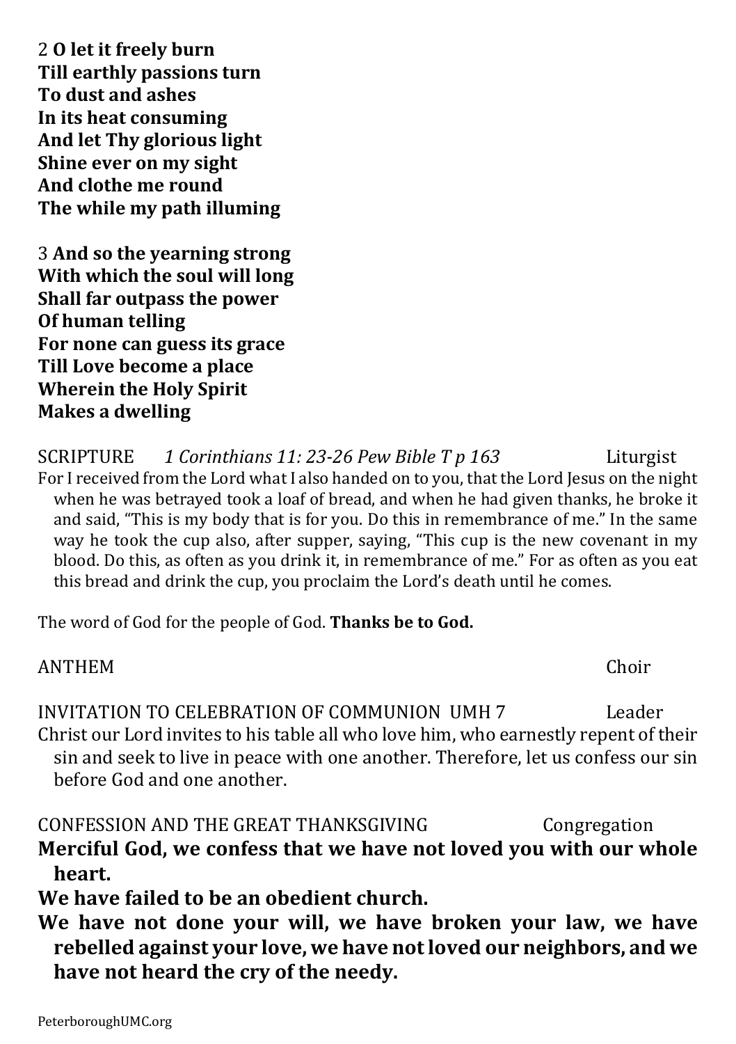2 **O let it freely burn**
**Till earthly passions turn**
**To dust and ashes**
**In its heat consuming**
**And let Thy glorious light**
**Shine ever on my sight**
**And clothe me round**
**The while my path illuming**

3 **And so the yearning strong**
**With which the soul will long**
**Shall far outpass the power**
**Of human telling**
**For none can guess its grace**
**Till Love become a place**
**Wherein the Holy Spirit**
**Makes a dwelling**

SCRIPTURE *1 Corinthians 11: 23-26 Pew Bible T p 163* Liturgist

For I received from the Lord what I also handed on to you, that the Lord Jesus on the night when he was betrayed took a loaf of bread, and when he had given thanks, he broke it and said, "This is my body that is for you. Do this in remembrance of me." In the same way he took the cup also, after supper, saying, "This cup is the new covenant in my blood. Do this, as often as you drink it, in remembrance of me." For as often as you eat this bread and drink the cup, you proclaim the Lord's death until he comes.

The word of God for the people of God. **Thanks be to God.**

ANTHEM Choir

INVITATION TO CELEBRATION OF COMMUNION UMH 7 Leader

Christ our Lord invites to his table all who love him, who earnestly repent of their sin and seek to live in peace with one another. Therefore, let us confess our sin before God and one another.

CONFESSION AND THE GREAT THANKSGIVING Congregation

**Merciful God, we confess that we have not loved you with our whole heart.**

**We have failed to be an obedient church.**

**We have not done your will, we have broken your law, we have rebelled against your love, we have not loved our neighbors, and we have not heard the cry of the needy.**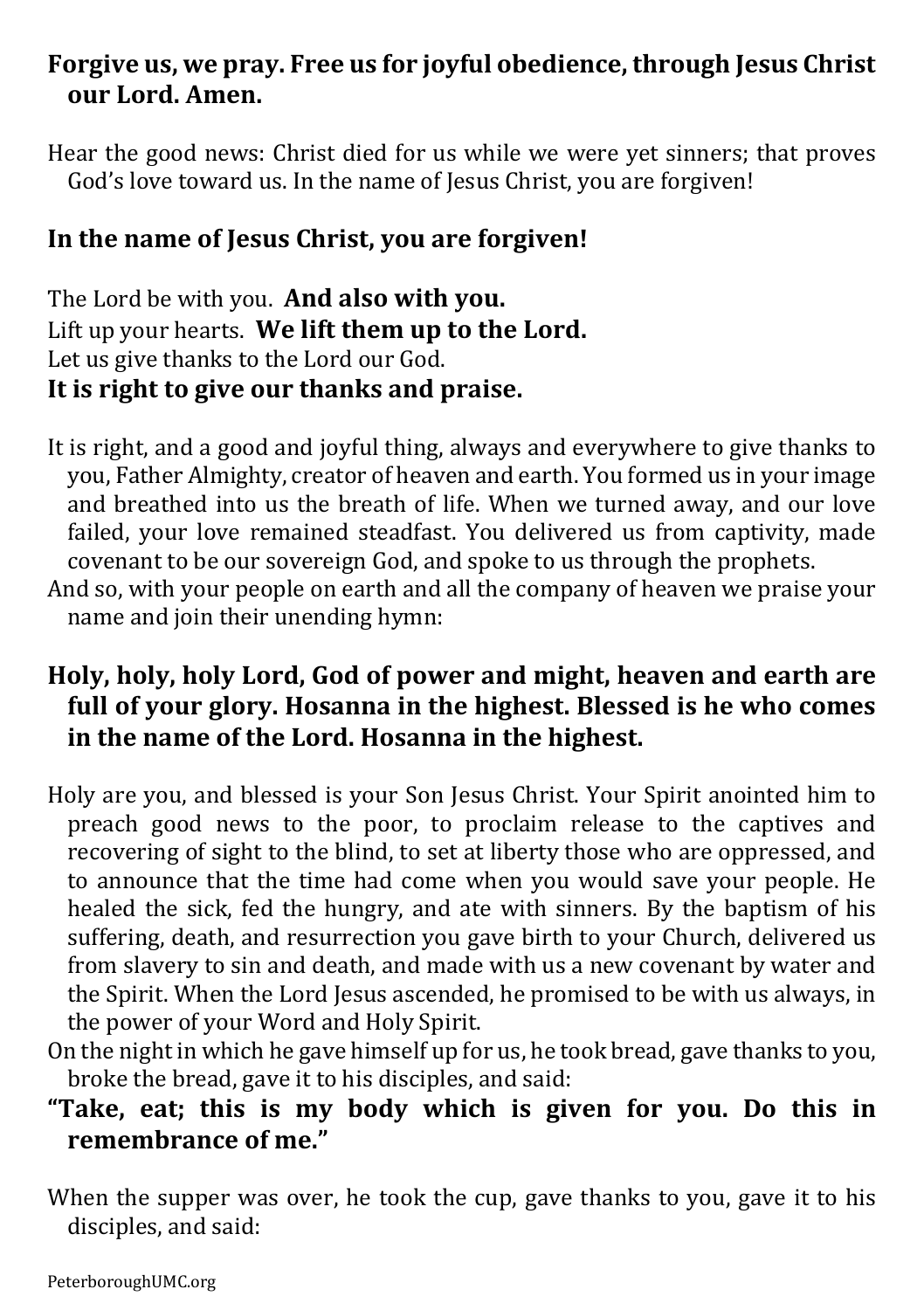**Forgive us, we pray. Free us for joyful obedience, through Jesus Christ our Lord. Amen.**

Hear the good news: Christ died for us while we were yet sinners; that proves God's love toward us. In the name of Jesus Christ, you are forgiven!

**In the name of Jesus Christ, you are forgiven!**

The Lord be with you. **And also with you.**
Lift up your hearts. **We lift them up to the Lord.**
Let us give thanks to the Lord our God.
**It is right to give our thanks and praise.**

It is right, and a good and joyful thing, always and everywhere to give thanks to you, Father Almighty, creator of heaven and earth. You formed us in your image and breathed into us the breath of life. When we turned away, and our love failed, your love remained steadfast. You delivered us from captivity, made covenant to be our sovereign God, and spoke to us through the prophets.
And so, with your people on earth and all the company of heaven we praise your name and join their unending hymn:

**Holy, holy, holy Lord, God of power and might, heaven and earth are full of your glory. Hosanna in the highest. Blessed is he who comes in the name of the Lord. Hosanna in the highest.**

Holy are you, and blessed is your Son Jesus Christ. Your Spirit anointed him to preach good news to the poor, to proclaim release to the captives and recovering of sight to the blind, to set at liberty those who are oppressed, and to announce that the time had come when you would save your people. He healed the sick, fed the hungry, and ate with sinners. By the baptism of his suffering, death, and resurrection you gave birth to your Church, delivered us from slavery to sin and death, and made with us a new covenant by water and the Spirit. When the Lord Jesus ascended, he promised to be with us always, in the power of your Word and Holy Spirit.
On the night in which he gave himself up for us, he took bread, gave thanks to you, broke the bread, gave it to his disciples, and said:
**"Take, eat; this is my body which is given for you. Do this in remembrance of me."**

When the supper was over, he took the cup, gave thanks to you, gave it to his disciples, and said: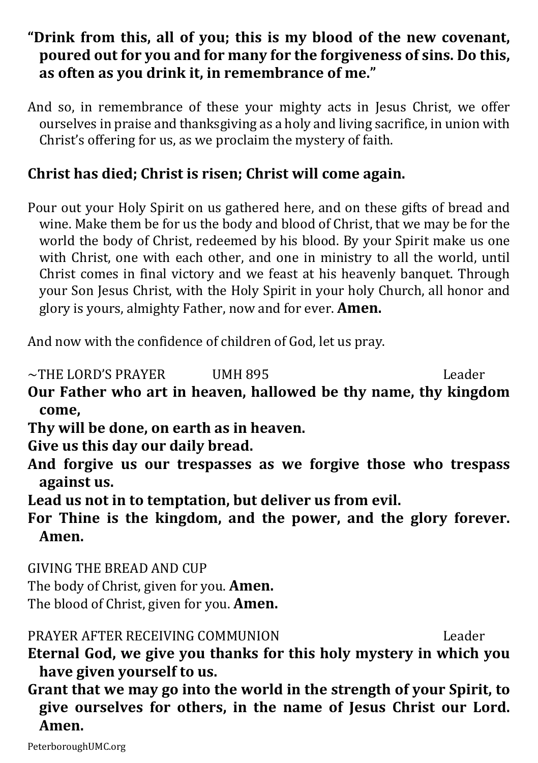**"Drink from this, all of you; this is my blood of the new covenant, poured out for you and for many for the forgiveness of sins. Do this, as often as you drink it, in remembrance of me."**

And so, in remembrance of these your mighty acts in Jesus Christ, we offer ourselves in praise and thanksgiving as a holy and living sacrifice, in union with Christ's offering for us, as we proclaim the mystery of faith.

**Christ has died; Christ is risen; Christ will come again.**

Pour out your Holy Spirit on us gathered here, and on these gifts of bread and wine. Make them be for us the body and blood of Christ, that we may be for the world the body of Christ, redeemed by his blood. By your Spirit make us one with Christ, one with each other, and one in ministry to all the world, until Christ comes in final victory and we feast at his heavenly banquet. Through your Son Jesus Christ, with the Holy Spirit in your holy Church, all honor and glory is yours, almighty Father, now and for ever. **Amen.**

And now with the confidence of children of God, let us pray.

~THE LORD'S PRAYER UMH 895 Leader

**Our Father who art in heaven, hallowed be thy name, thy kingdom come,**
**Thy will be done, on earth as in heaven.**
**Give us this day our daily bread.**
**And forgive us our trespasses as we forgive those who trespass against us.**
**Lead us not in to temptation, but deliver us from evil.**
**For Thine is the kingdom, and the power, and the glory forever. Amen.**

GIVING THE BREAD AND CUP

The body of Christ, given for you. **Amen.**
The blood of Christ, given for you. **Amen.**

PRAYER AFTER RECEIVING COMMUNION Leader

**Eternal God, we give you thanks for this holy mystery in which you have given yourself to us.**
**Grant that we may go into the world in the strength of your Spirit, to give ourselves for others, in the name of Jesus Christ our Lord. Amen.**

PeterboroughUMC.org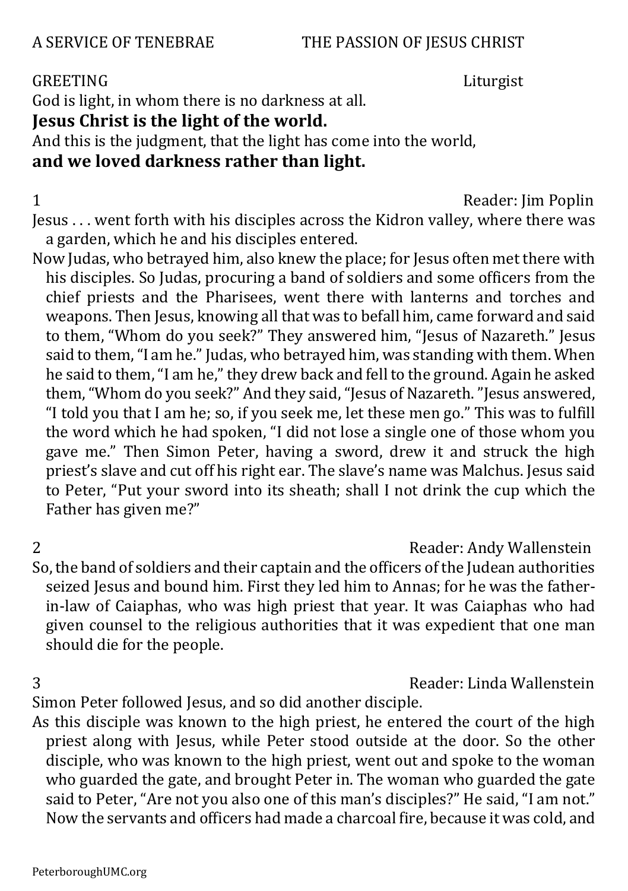A SERVICE OF TENEBRAE THE PASSION OF JESUS CHRIST

GREETING Liturgist

God is light, in whom there is no darkness at all.

**Jesus Christ is the light of the world.**

And this is the judgment, that the light has come into the world,

**and we loved darkness rather than light.**

1 Reader: Jim Poplin

Jesus . . . went forth with his disciples across the Kidron valley, where there was a garden, which he and his disciples entered.

Now Judas, who betrayed him, also knew the place; for Jesus often met there with his disciples. So Judas, procuring a band of soldiers and some officers from the chief priests and the Pharisees, went there with lanterns and torches and weapons. Then Jesus, knowing all that was to befall him, came forward and said to them, "Whom do you seek?" They answered him, "Jesus of Nazareth." Jesus said to them, "I am he." Judas, who betrayed him, was standing with them. When he said to them, "I am he," they drew back and fell to the ground. Again he asked them, "Whom do you seek?" And they said, "Jesus of Nazareth. "Jesus answered, "I told you that I am he; so, if you seek me, let these men go." This was to fulfill the word which he had spoken, "I did not lose a single one of those whom you gave me." Then Simon Peter, having a sword, drew it and struck the high priest's slave and cut off his right ear. The slave's name was Malchus. Jesus said to Peter, "Put your sword into its sheath; shall I not drink the cup which the Father has given me?"

2 Reader: Andy Wallenstein

So, the band of soldiers and their captain and the officers of the Judean authorities seized Jesus and bound him. First they led him to Annas; for he was the father-in-law of Caiaphas, who was high priest that year. It was Caiaphas who had given counsel to the religious authorities that it was expedient that one man should die for the people.

3 Reader: Linda Wallenstein

Simon Peter followed Jesus, and so did another disciple.

As this disciple was known to the high priest, he entered the court of the high priest along with Jesus, while Peter stood outside at the door. So the other disciple, who was known to the high priest, went out and spoke to the woman who guarded the gate, and brought Peter in. The woman who guarded the gate said to Peter, "Are not you also one of this man's disciples?" He said, "I am not." Now the servants and officers had made a charcoal fire, because it was cold, and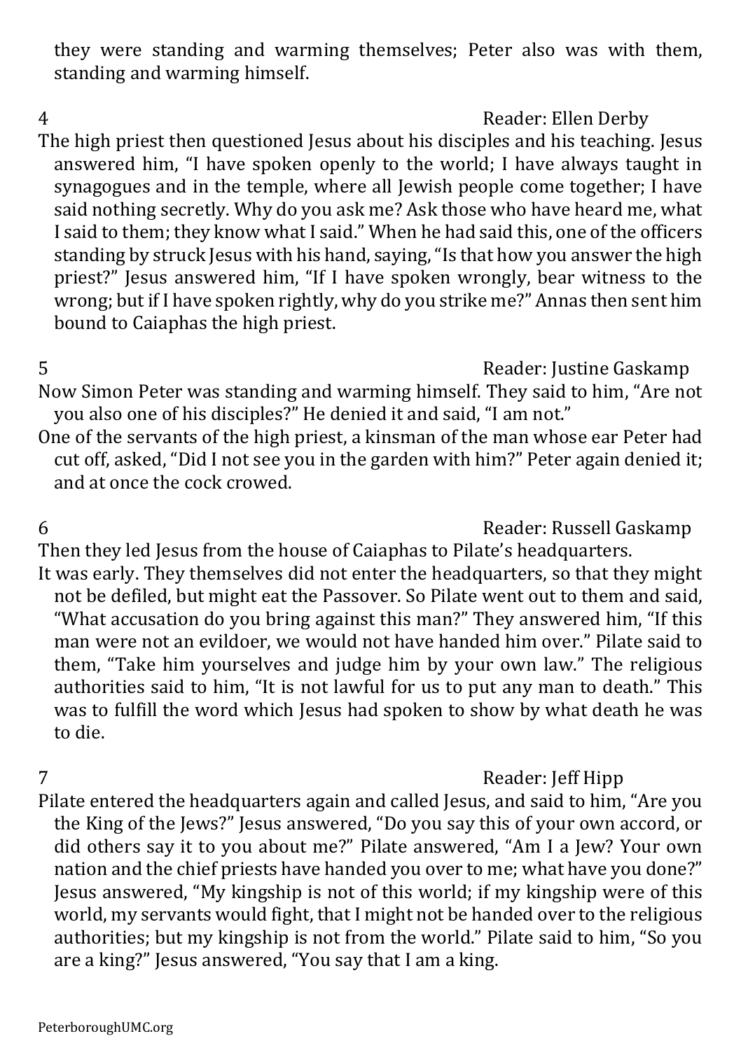they were standing and warming themselves; Peter also was with them, standing and warming himself.

4 Reader: Ellen Derby

The high priest then questioned Jesus about his disciples and his teaching. Jesus answered him, “I have spoken openly to the world; I have always taught in synagogues and in the temple, where all Jewish people come together; I have said nothing secretly. Why do you ask me? Ask those who have heard me, what I said to them; they know what I said.” When he had said this, one of the officers standing by struck Jesus with his hand, saying, “Is that how you answer the high priest?” Jesus answered him, “If I have spoken wrongly, bear witness to the wrong; but if I have spoken rightly, why do you strike me?” Annas then sent him bound to Caiaphas the high priest.

5 Reader: Justine Gaskamp

Now Simon Peter was standing and warming himself. They said to him, “Are not you also one of his disciples?” He denied it and said, “I am not.”

One of the servants of the high priest, a kinsman of the man whose ear Peter had cut off, asked, “Did I not see you in the garden with him?” Peter again denied it; and at once the cock crowed.

6 Reader: Russell Gaskamp

Then they led Jesus from the house of Caiaphas to Pilate’s headquarters.

It was early. They themselves did not enter the headquarters, so that they might not be defiled, but might eat the Passover. So Pilate went out to them and said, “What accusation do you bring against this man?” They answered him, “If this man were not an evildoer, we would not have handed him over.” Pilate said to them, “Take him yourselves and judge him by your own law.” The religious authorities said to him, “It is not lawful for us to put any man to death.” This was to fulfill the word which Jesus had spoken to show by what death he was to die.

7 Reader: Jeff Hipp

Pilate entered the headquarters again and called Jesus, and said to him, “Are you the King of the Jews?” Jesus answered, “Do you say this of your own accord, or did others say it to you about me?” Pilate answered, “Am I a Jew? Your own nation and the chief priests have handed you over to me; what have you done?” Jesus answered, “My kingship is not of this world; if my kingship were of this world, my servants would fight, that I might not be handed over to the religious authorities; but my kingship is not from the world.” Pilate said to him, “So you are a king?” Jesus answered, “You say that I am a king.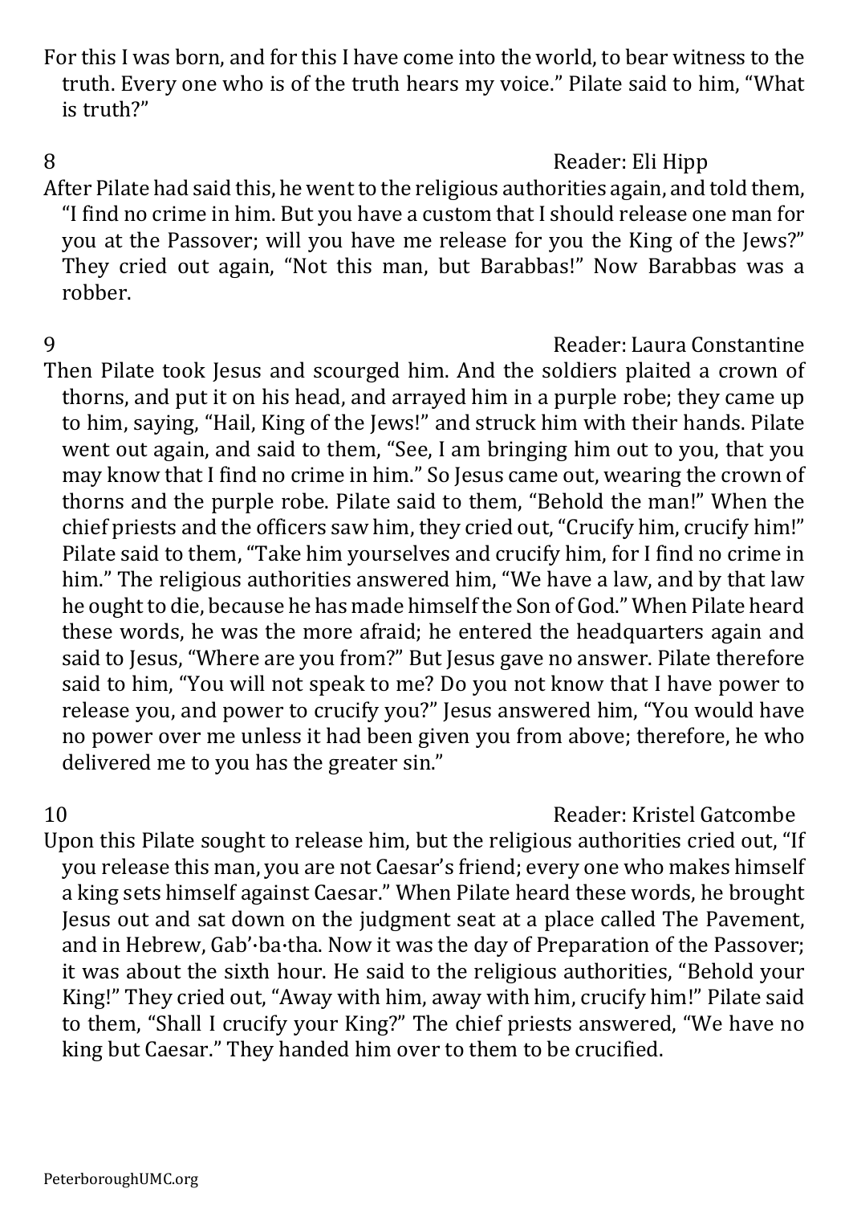For this I was born, and for this I have come into the world, to bear witness to the truth. Every one who is of the truth hears my voice." Pilate said to him, "What is truth?"

8 Reader: Eli Hipp

After Pilate had said this, he went to the religious authorities again, and told them, "I find no crime in him. But you have a custom that I should release one man for you at the Passover; will you have me release for you the King of the Jews?" They cried out again, "Not this man, but Barabbas!" Now Barabbas was a robber.

9 Reader: Laura Constantine

Then Pilate took Jesus and scourged him. And the soldiers plaited a crown of thorns, and put it on his head, and arrayed him in a purple robe; they came up to him, saying, "Hail, King of the Jews!" and struck him with their hands. Pilate went out again, and said to them, "See, I am bringing him out to you, that you may know that I find no crime in him." So Jesus came out, wearing the crown of thorns and the purple robe. Pilate said to them, "Behold the man!" When the chief priests and the officers saw him, they cried out, "Crucify him, crucify him!" Pilate said to them, "Take him yourselves and crucify him, for I find no crime in him." The religious authorities answered him, "We have a law, and by that law he ought to die, because he has made himself the Son of God." When Pilate heard these words, he was the more afraid; he entered the headquarters again and said to Jesus, "Where are you from?" But Jesus gave no answer. Pilate therefore said to him, "You will not speak to me? Do you not know that I have power to release you, and power to crucify you?" Jesus answered him, "You would have no power over me unless it had been given you from above; therefore, he who delivered me to you has the greater sin."

10 Reader: Kristel Gatcombe

Upon this Pilate sought to release him, but the religious authorities cried out, "If you release this man, you are not Caesar's friend; every one who makes himself a king sets himself against Caesar." When Pilate heard these words, he brought Jesus out and sat down on the judgment seat at a place called The Pavement, and in Hebrew, Gab'·ba·tha. Now it was the day of Preparation of the Passover; it was about the sixth hour. He said to the religious authorities, "Behold your King!" They cried out, "Away with him, away with him, crucify him!" Pilate said to them, "Shall I crucify your King?" The chief priests answered, "We have no king but Caesar." They handed him over to them to be crucified.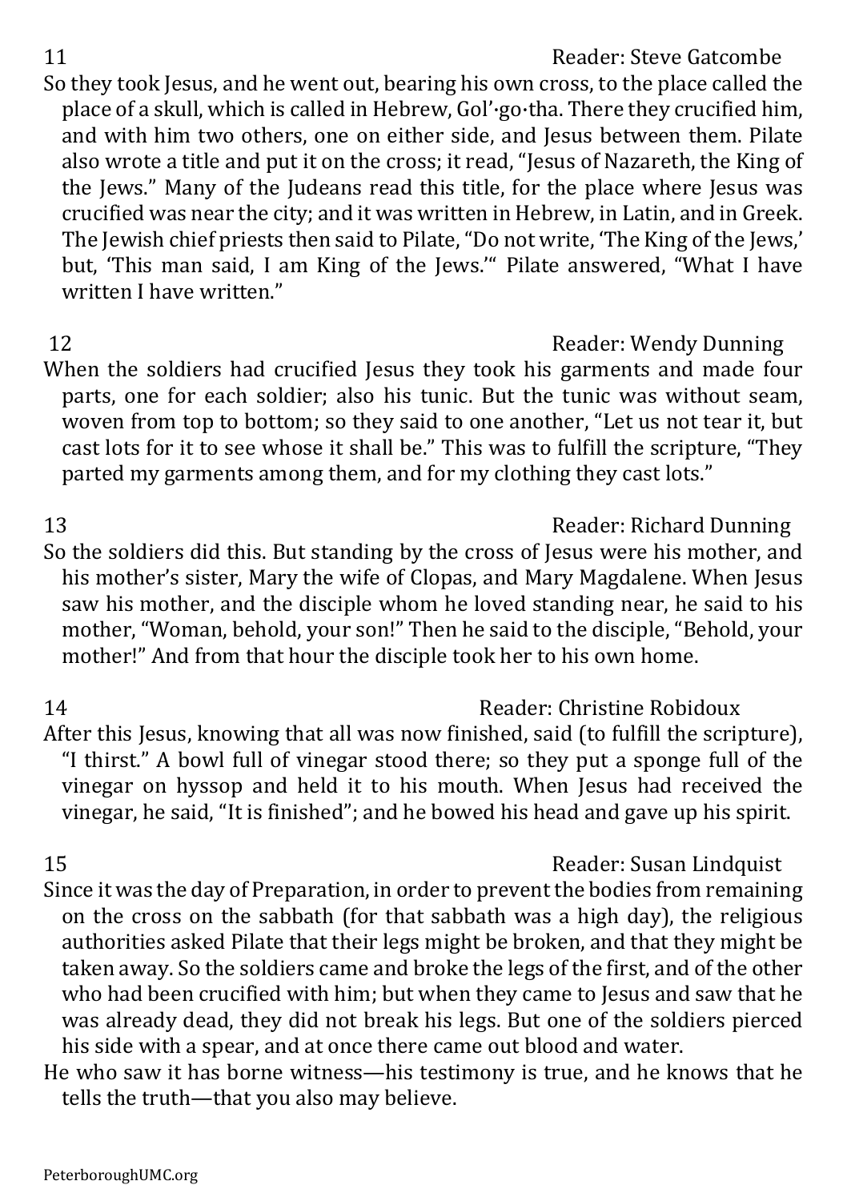11 Reader: Steve Gatcombe

So they took Jesus, and he went out, bearing his own cross, to the place called the place of a skull, which is called in Hebrew, Gol'·go·tha. There they crucified him, and with him two others, one on either side, and Jesus between them. Pilate also wrote a title and put it on the cross; it read, "Jesus of Nazareth, the King of the Jews." Many of the Judeans read this title, for the place where Jesus was crucified was near the city; and it was written in Hebrew, in Latin, and in Greek. The Jewish chief priests then said to Pilate, "Do not write, 'The King of the Jews,' but, 'This man said, I am King of the Jews.'" Pilate answered, "What I have written I have written."

12 Reader: Wendy Dunning

When the soldiers had crucified Jesus they took his garments and made four parts, one for each soldier; also his tunic. But the tunic was without seam, woven from top to bottom; so they said to one another, "Let us not tear it, but cast lots for it to see whose it shall be." This was to fulfill the scripture, "They parted my garments among them, and for my clothing they cast lots."

13 Reader: Richard Dunning

So the soldiers did this. But standing by the cross of Jesus were his mother, and his mother's sister, Mary the wife of Clopas, and Mary Magdalene. When Jesus saw his mother, and the disciple whom he loved standing near, he said to his mother, "Woman, behold, your son!" Then he said to the disciple, "Behold, your mother!" And from that hour the disciple took her to his own home.

14 Reader: Christine Robidoux

After this Jesus, knowing that all was now finished, said (to fulfill the scripture), "I thirst." A bowl full of vinegar stood there; so they put a sponge full of the vinegar on hyssop and held it to his mouth. When Jesus had received the vinegar, he said, "It is finished"; and he bowed his head and gave up his spirit.

15 Reader: Susan Lindquist

Since it was the day of Preparation, in order to prevent the bodies from remaining on the cross on the sabbath (for that sabbath was a high day), the religious authorities asked Pilate that their legs might be broken, and that they might be taken away. So the soldiers came and broke the legs of the first, and of the other who had been crucified with him; but when they came to Jesus and saw that he was already dead, they did not break his legs. But one of the soldiers pierced his side with a spear, and at once there came out blood and water.

He who saw it has borne witness—his testimony is true, and he knows that he tells the truth—that you also may believe.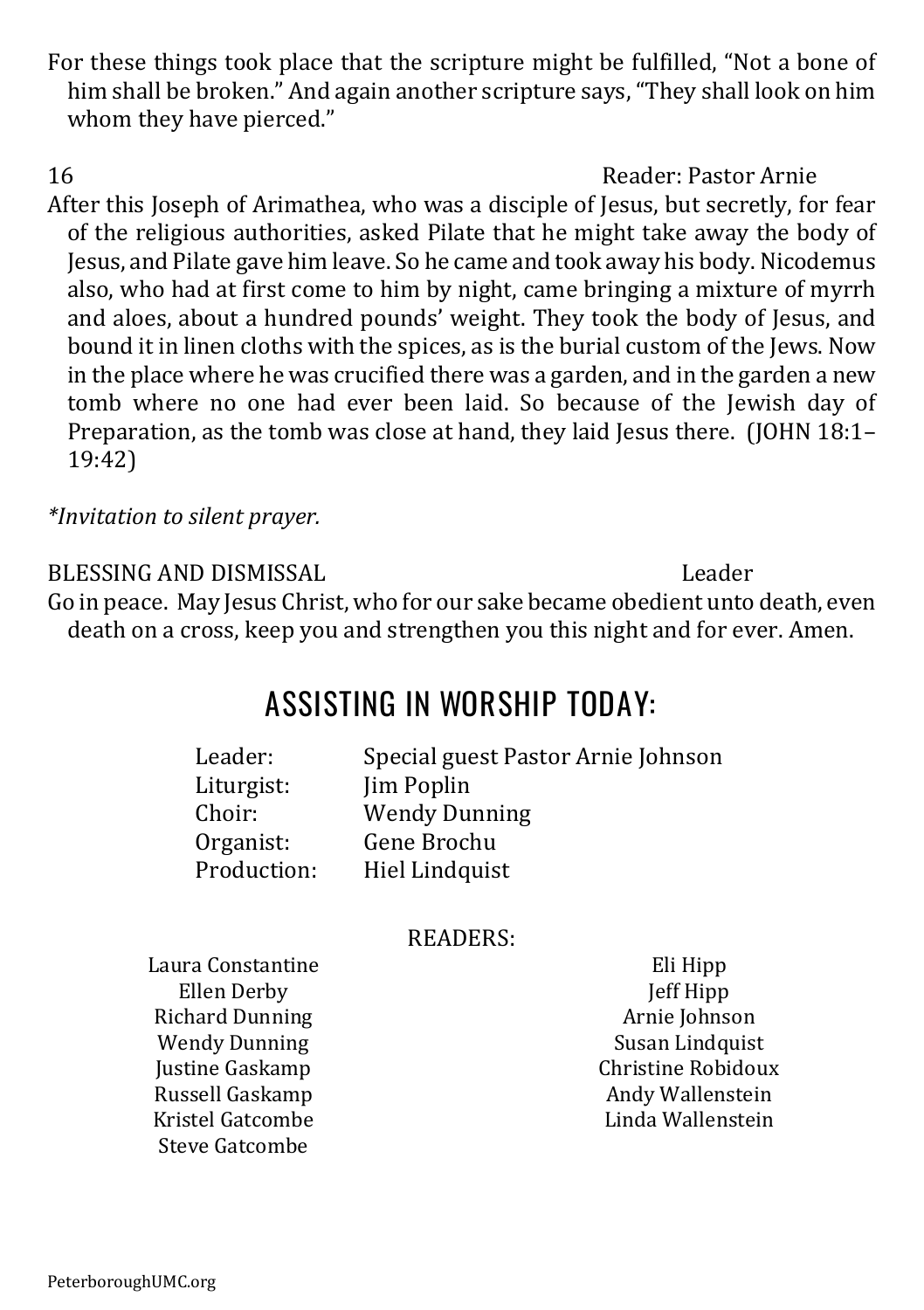For these things took place that the scripture might be fulfilled, “Not a bone of him shall be broken.” And again another scripture says, “They shall look on him whom they have pierced.”

16 Reader: Pastor Arnie

After this Joseph of Arimathea, who was a disciple of Jesus, but secretly, for fear of the religious authorities, asked Pilate that he might take away the body of Jesus, and Pilate gave him leave. So he came and took away his body. Nicodemus also, who had at first come to him by night, came bringing a mixture of myrrh and aloes, about a hundred pounds’ weight. They took the body of Jesus, and bound it in linen cloths with the spices, as is the burial custom of the Jews. Now in the place where he was crucified there was a garden, and in the garden a new tomb where no one had ever been laid. So because of the Jewish day of Preparation, as the tomb was close at hand, they laid Jesus there. (JOHN 18:1–19:42)

*\*Invitation to silent prayer.*

BLESSING AND DISMISSAL Leader

Go in peace. May Jesus Christ, who for our sake became obedient unto death, even death on a cross, keep you and strengthen you this night and for ever. Amen.

## ASSISTING IN WORSHIP TODAY:

Leader: Special guest Pastor Arnie Johnson
Liturgist: Jim Poplin
Choir: Wendy Dunning
Organist: Gene Brochu
Production: Hiel Lindquist

READERS:

Laura Constantine
Ellen Derby
Richard Dunning
Wendy Dunning
Justine Gaskamp
Russell Gaskamp
Kristel Gatcombe
Steve Gatcombe
Eli Hipp
Jeff Hipp
Arnie Johnson
Susan Lindquist
Christine Robidoux
Andy Wallenstein
Linda Wallenstein

PeterboroughUMC.org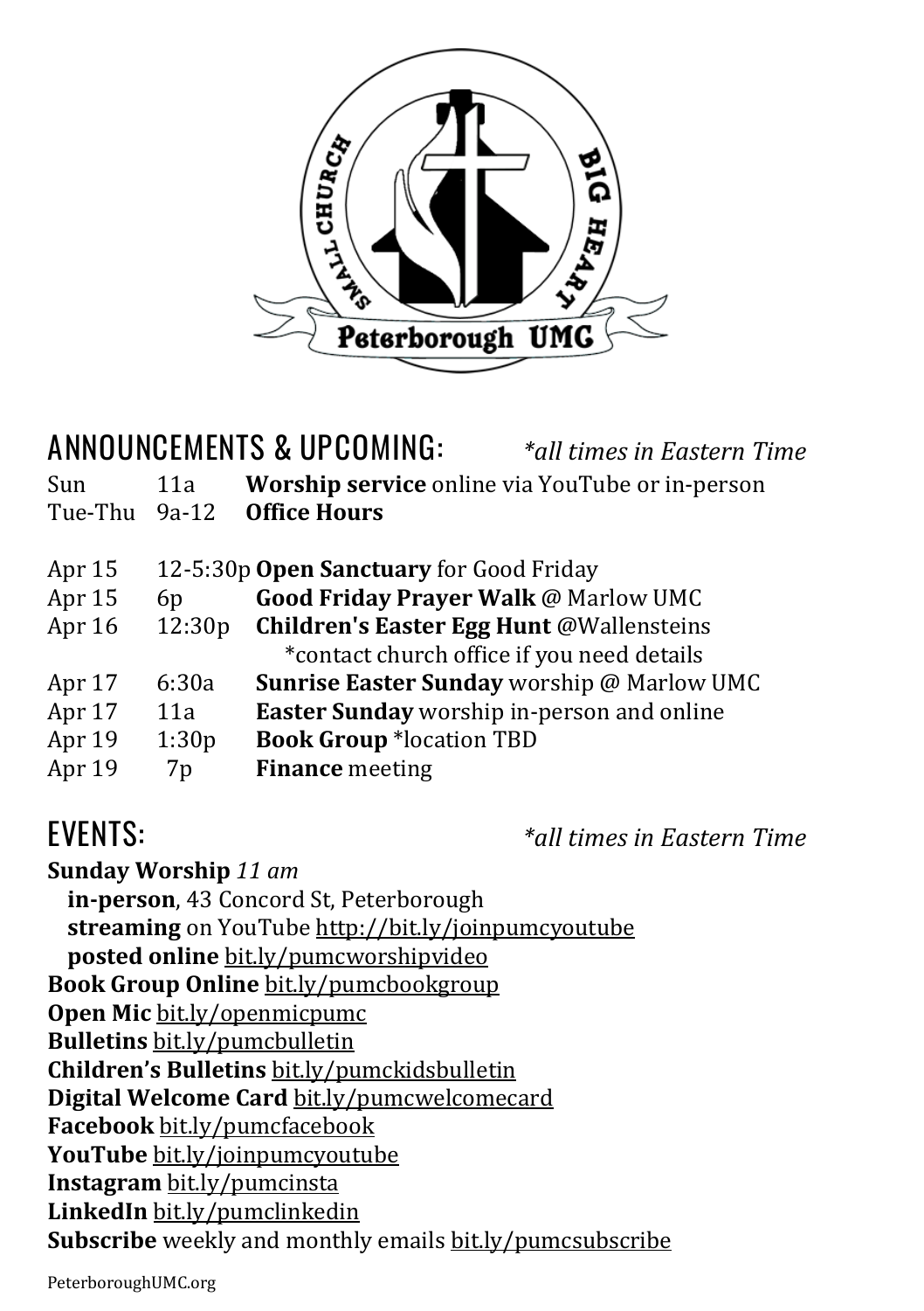SMALL CHURCH BIG HEART

Peterborough UMC

## ANNOUNCEMENTS & UPCOMING:

*\*all times in Eastern Time*

| | | |
|---|---|---|
| Sun | 11a | **Worship service** online via YouTube or in-person |
| Tue-Thu | 9a-12 | **Office Hours** |

| | | |
|---|---|---|
| Apr 15 | 12-5:30p | **Open Sanctuary** for Good Friday |
| Apr 15 | 6p | **Good Friday Prayer Walk** @ Marlow UMC |
| Apr 16 | 12:30p | **Children's Easter Egg Hunt** @Wallensteins *contact church office if you need details |
| Apr 17 | 6:30a | **Sunrise Easter Sunday** worship @ Marlow UMC |
| Apr 17 | 11a | **Easter Sunday** worship in-person and online |
| Apr 19 | 1:30p | **Book Group** *location TBD |
| Apr 19 | 7p | **Finance** meeting |

## EVENTS:

*\*all times in Eastern Time*

**Sunday Worship** *11 am*
- **in-person**, 43 Concord St, Peterborough
- **streaming** on YouTube http://bit.ly/joinpumcyoutube
- **posted online** bit.ly/pumcworshipvideo

**Book Group Online** bit.ly/pumcbookgroup
**Open Mic** bit.ly/openmicpumc
**Bulletins** bit.ly/pumcbulletin
**Children's Bulletins** bit.ly/pumckidsbulletin
**Digital Welcome Card** bit.ly/pumcwelcomecard
**Facebook** bit.ly/pumcfacebook
**YouTube** bit.ly/joinpumcyoutube
**Instagram** bit.ly/pumcinsta
**LinkedIn** bit.ly/pumclinkedin
**Subscribe** weekly and monthly emails bit.ly/pumcsubscribe

PeterboroughUMC.org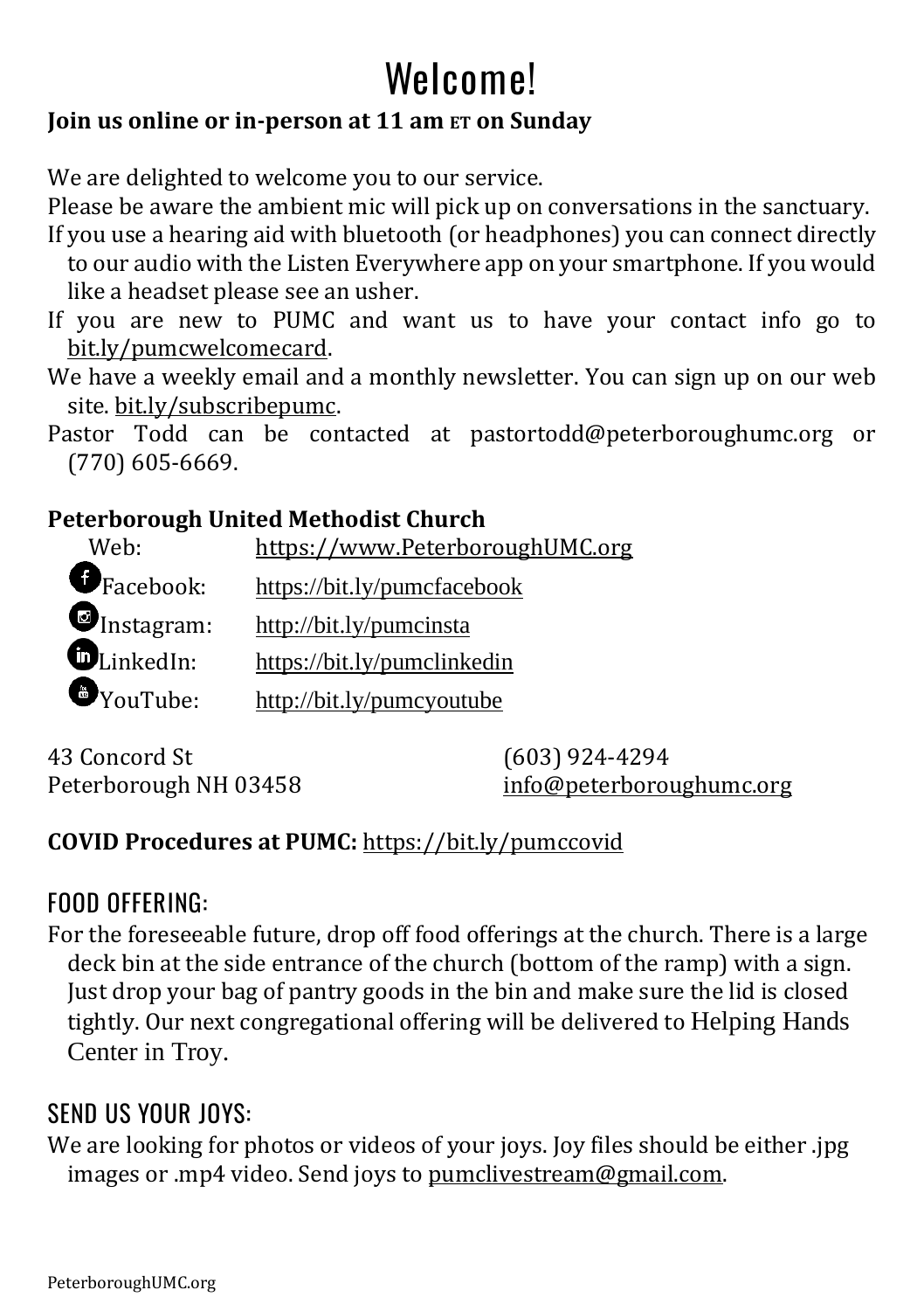# Welcome!

**Join us online or in-person at 11 am ET on Sunday**

We are delighted to welcome you to our service.

Please be aware the ambient mic will pick up on conversations in the sanctuary.

If you use a hearing aid with bluetooth (or headphones) you can connect directly to our audio with the Listen Everywhere app on your smartphone. If you would like a headset please see an usher.

If you are new to PUMC and want us to have your contact info go to bit.ly/pumcwelcomecard.

We have a weekly email and a monthly newsletter. You can sign up on our web site. bit.ly/subscribepumc.

Pastor Todd can be contacted at pastortodd@peterboroughumc.org or (770) 605-6669.

**Peterborough United Methodist Church**

| | |
|---|---|
| Web: | https://www.PeterboroughUMC.org |
| Facebook: | https://bit.ly/pumcfacebook |
| Instagram: | http://bit.ly/pumcinsta |
| LinkedIn: | https://bit.ly/pumclinkedin |
| YouTube: | http://bit.ly/pumcyoutube |

| | |
|---|---|
| 43 Concord St | (603) 924-4294 |
| Peterborough NH 03458 | info@peterboroughumc.org |

**COVID Procedures at PUMC:** https://bit.ly/pumccovid

## FOOD OFFERING:

For the foreseeable future, drop off food offerings at the church. There is a large deck bin at the side entrance of the church (bottom of the ramp) with a sign. Just drop your bag of pantry goods in the bin and make sure the lid is closed tightly. Our next congregational offering will be delivered to Helping Hands Center in Troy.

## SEND US YOUR JOYS:

We are looking for photos or videos of your joys. Joy files should be either .jpg images or .mp4 video. Send joys to pumclivestream@gmail.com.